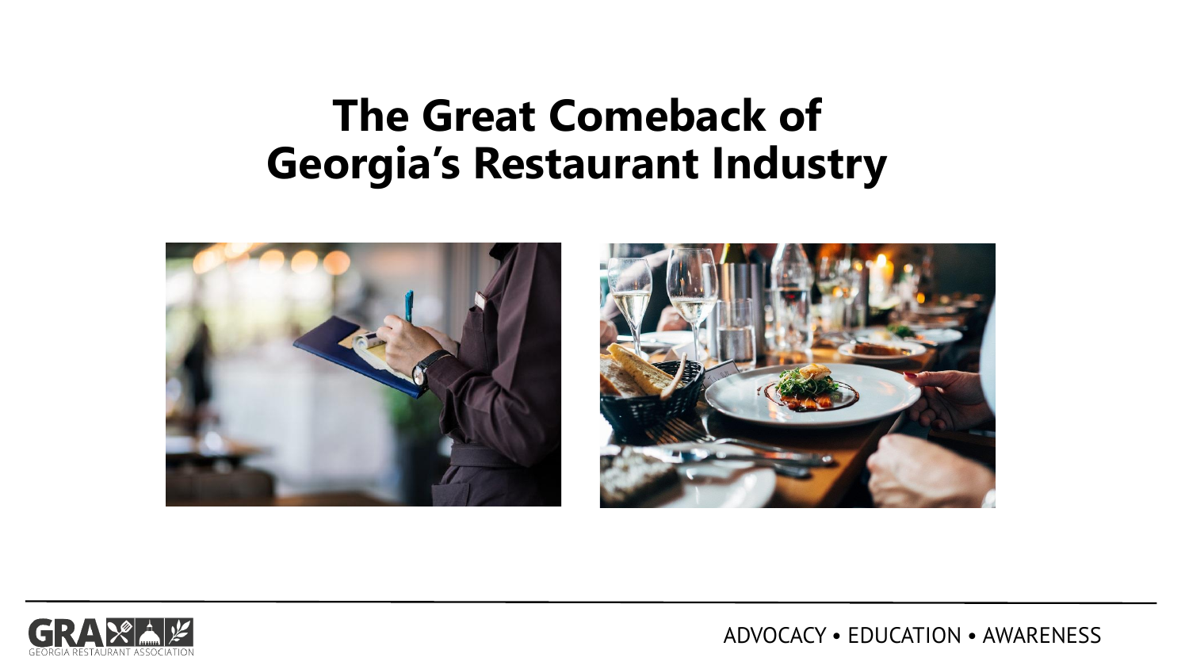# The Great Comeback of Georgia's Restaurant Industry

GRA GEORGIA RESTAURANT ASSOCIATION

ADVOCACY • EDUCATION • AWARENESS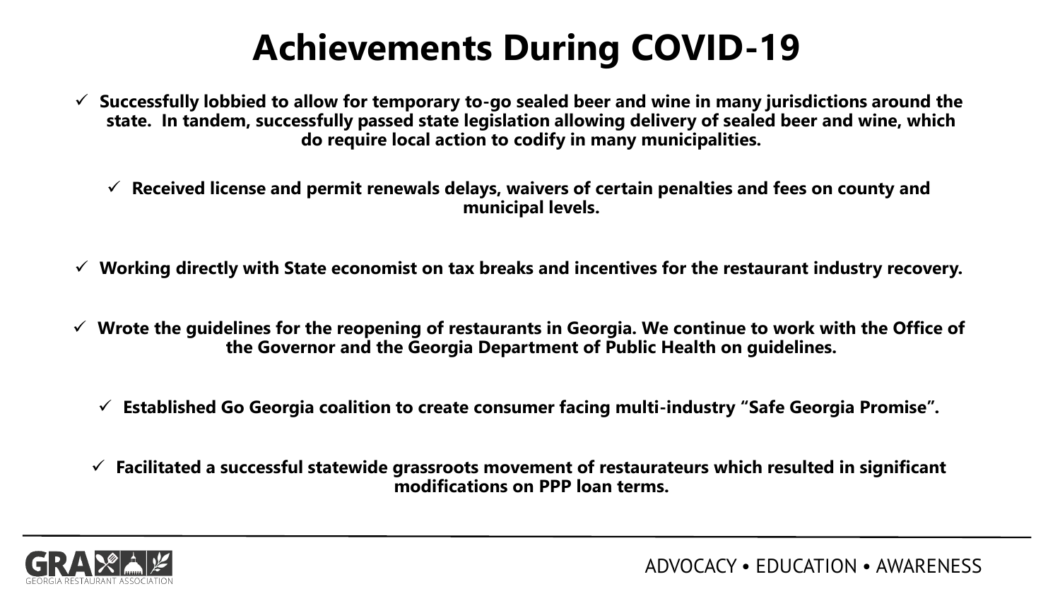# Achievements During COVID-19

- ✓ **Successfully lobbied to allow for temporary to-go sealed beer and wine in many jurisdictions around the state. In tandem, successfully passed state legislation allowing delivery of sealed beer and wine, which do require local action to codify in many municipalities.**

- ✓ **Received license and permit renewals delays, waivers of certain penalties and fees on county and municipal levels.**

- ✓ **Working directly with State economist on tax breaks and incentives for the restaurant industry recovery.**

- ✓ **Wrote the guidelines for the reopening of restaurants in Georgia. We continue to work with the Office of the Governor and the Georgia Department of Public Health on guidelines.**

- ✓ **Established Go Georgia coalition to create consumer facing multi-industry "Safe Georgia Promise".**

- ✓ **Facilitated a successful statewide grassroots movement of restaurateurs which resulted in significant modifications on PPP loan terms.**

GRA GEORGIA RESTAURANT ASSOCIATION

ADVOCACY • EDUCATION • AWARENESS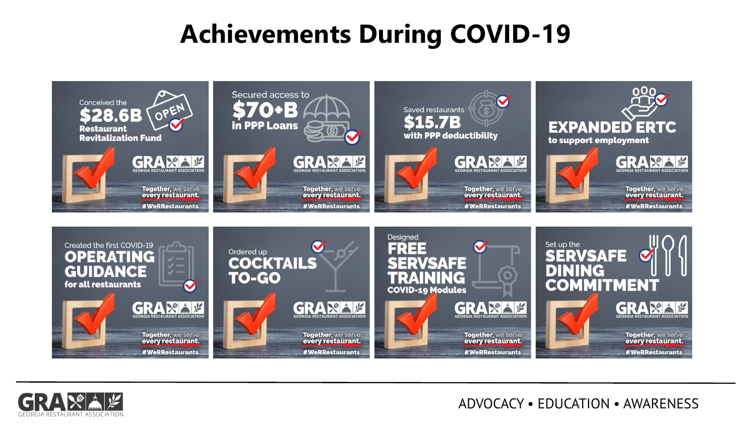# Achievements During COVID-19

Conceived the **$28.6B Restaurant Revitalization Fund**

Secured access to **$70+B in PPP Loans**

Saved restaurants **$15.7B with PPP deductibility**

**EXPANDED ERTC to support employment**

Created the first COVID-19 **OPERATING GUIDANCE for all restaurants**

Ordered up **COCKTAILS TO-GO**

Designed **FREE SERVSAFE TRAINING COVID-19 Modules**

Set up the **SERVSAFE DINING COMMITMENT**

GRA GEORGIA RESTAURANT ASSOCIATION

**Together,** we serve **every restaurant.**

**#WeRRestaurants**

ADVOCACY • EDUCATION • AWARENESS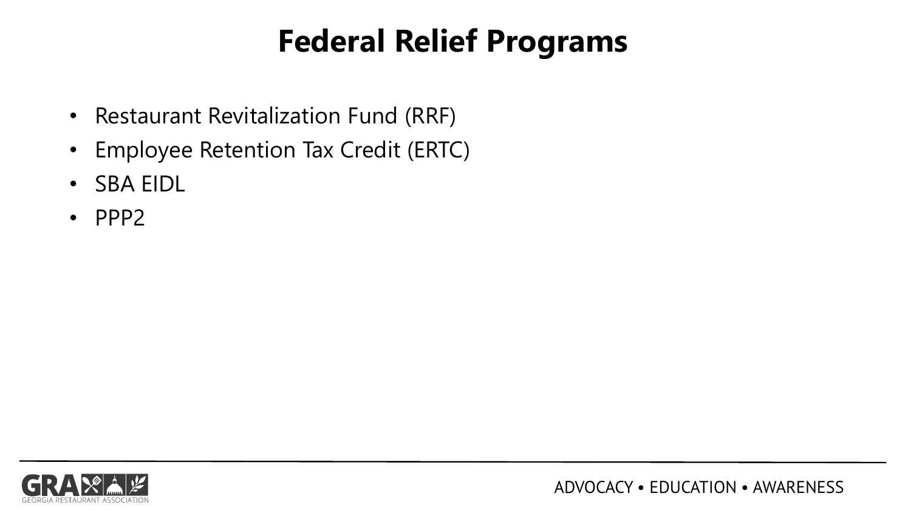# Federal Relief Programs

- Restaurant Revitalization Fund (RRF)
- Employee Retention Tax Credit (ERTC)
- SBA EIDL
- PPP2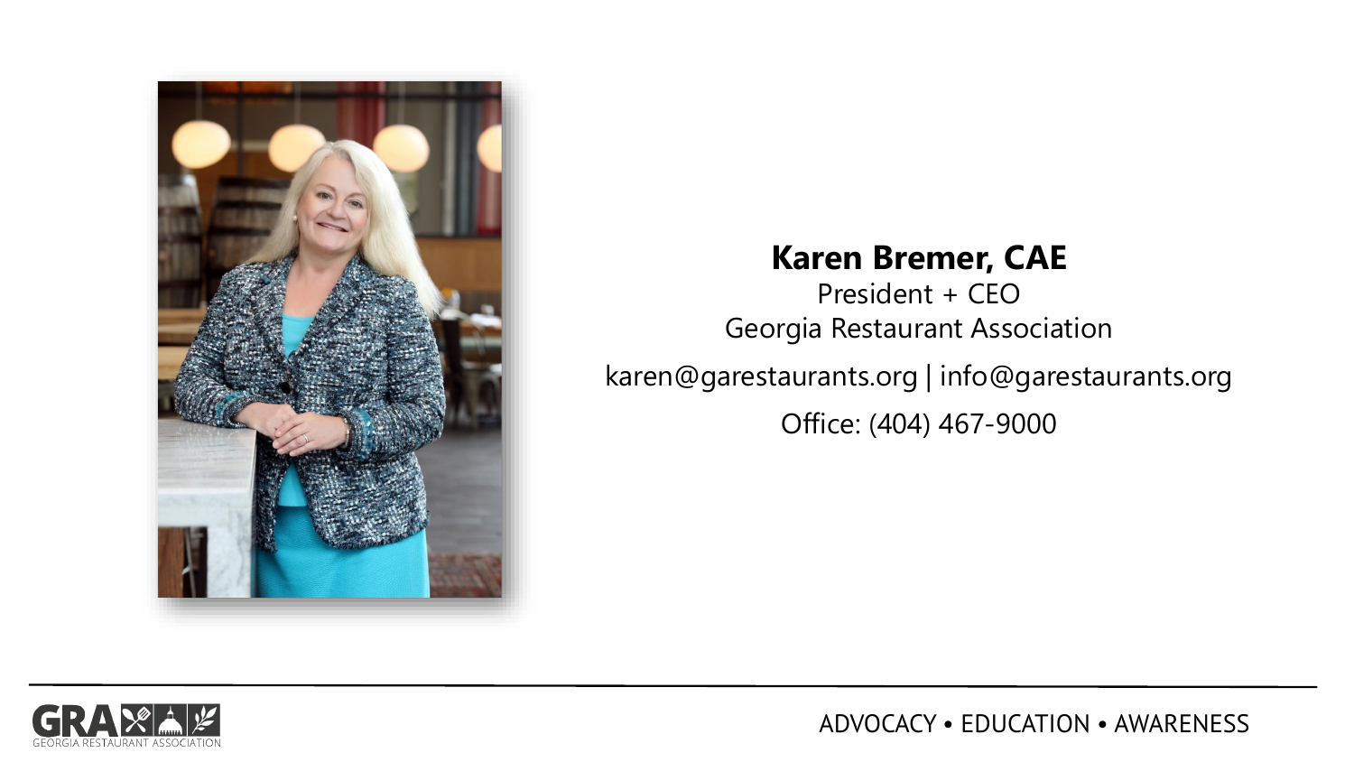**Karen Bremer, CAE**

President + CEO

Georgia Restaurant Association

karen@garestaurants.org | info@garestaurants.org

Office: (404) 467-9000

GRA GEORGIA RESTAURANT ASSOCIATION

ADVOCACY • EDUCATION • AWARENESS